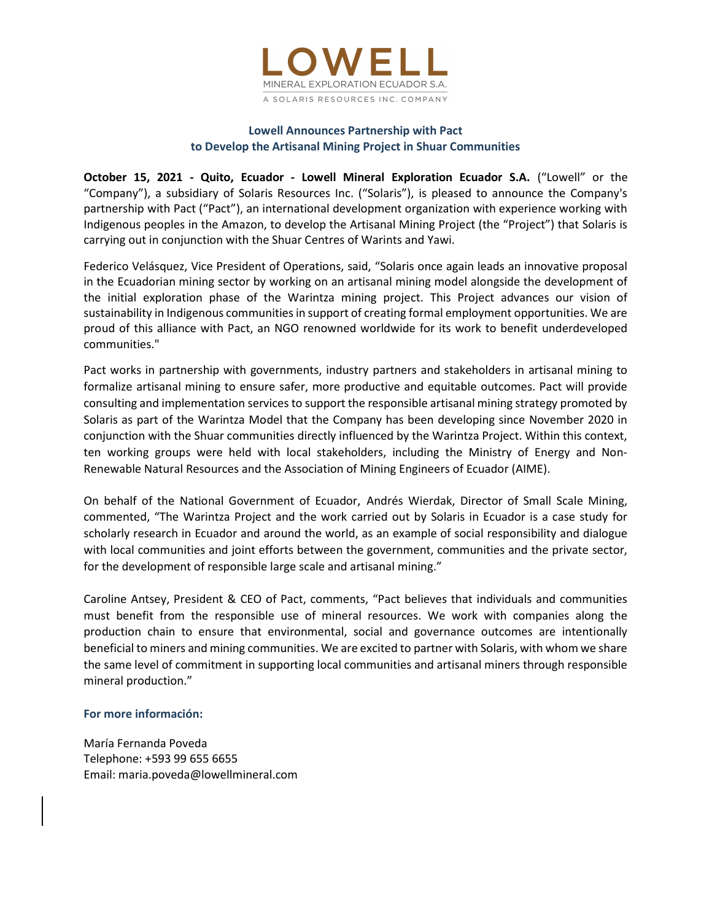LOWELL

MINERAL EXPLORATION ECUADOR S.A.

A SOLARIS RESOURCES INC. COMPANY

## Lowell Announces Partnership with Pact to Develop the Artisanal Mining Project in Shuar Communities

**October 15, 2021 - Quito, Ecuador - Lowell Mineral Exploration Ecuador S.A.** ("Lowell" or the "Company"), a subsidiary of Solaris Resources Inc. ("Solaris"), is pleased to announce the Company's partnership with Pact ("Pact"), an international development organization with experience working with Indigenous peoples in the Amazon, to develop the Artisanal Mining Project (the "Project") that Solaris is carrying out in conjunction with the Shuar Centres of Warints and Yawi.

Federico Velásquez, Vice President of Operations, said, "Solaris once again leads an innovative proposal in the Ecuadorian mining sector by working on an artisanal mining model alongside the development of the initial exploration phase of the Warintza mining project. This Project advances our vision of sustainability in Indigenous communities in support of creating formal employment opportunities. We are proud of this alliance with Pact, an NGO renowned worldwide for its work to benefit underdeveloped communities."

Pact works in partnership with governments, industry partners and stakeholders in artisanal mining to formalize artisanal mining to ensure safer, more productive and equitable outcomes. Pact will provide consulting and implementation services to support the responsible artisanal mining strategy promoted by Solaris as part of the Warintza Model that the Company has been developing since November 2020 in conjunction with the Shuar communities directly influenced by the Warintza Project. Within this context, ten working groups were held with local stakeholders, including the Ministry of Energy and Non-Renewable Natural Resources and the Association of Mining Engineers of Ecuador (AIME).

On behalf of the National Government of Ecuador, Andrés Wierdak, Director of Small Scale Mining, commented, "The Warintza Project and the work carried out by Solaris in Ecuador is a case study for scholarly research in Ecuador and around the world, as an example of social responsibility and dialogue with local communities and joint efforts between the government, communities and the private sector, for the development of responsible large scale and artisanal mining."

Caroline Antsey, President & CEO of Pact, comments, "Pact believes that individuals and communities must benefit from the responsible use of mineral resources. We work with companies along the production chain to ensure that environmental, social and governance outcomes are intentionally beneficial to miners and mining communities. We are excited to partner with Solaris, with whom we share the same level of commitment in supporting local communities and artisanal miners through responsible mineral production."

**For more información:**

María Fernanda Poveda
Telephone: +593 99 655 6655
Email: maria.poveda@lowellmineral.com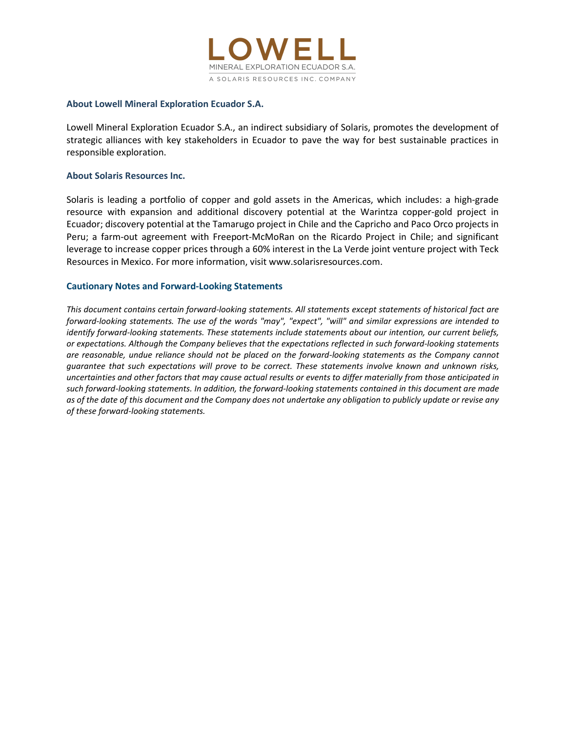## About Lowell Mineral Exploration Ecuador S.A.

Lowell Mineral Exploration Ecuador S.A., an indirect subsidiary of Solaris, promotes the development of strategic alliances with key stakeholders in Ecuador to pave the way for best sustainable practices in responsible exploration.

## About Solaris Resources Inc.

Solaris is leading a portfolio of copper and gold assets in the Americas, which includes: a high-grade resource with expansion and additional discovery potential at the Warintza copper-gold project in Ecuador; discovery potential at the Tamarugo project in Chile and the Capricho and Paco Orco projects in Peru; a farm-out agreement with Freeport-McMoRan on the Ricardo Project in Chile; and significant leverage to increase copper prices through a 60% interest in the La Verde joint venture project with Teck Resources in Mexico. For more information, visit www.solarisresources.com.

## Cautionary Notes and Forward-Looking Statements

*This document contains certain forward-looking statements. All statements except statements of historical fact are forward-looking statements. The use of the words "may", "expect", "will" and similar expressions are intended to identify forward-looking statements. These statements include statements about our intention, our current beliefs, or expectations. Although the Company believes that the expectations reflected in such forward-looking statements are reasonable, undue reliance should not be placed on the forward-looking statements as the Company cannot guarantee that such expectations will prove to be correct. These statements involve known and unknown risks, uncertainties and other factors that may cause actual results or events to differ materially from those anticipated in such forward-looking statements. In addition, the forward-looking statements contained in this document are made as of the date of this document and the Company does not undertake any obligation to publicly update or revise any of these forward-looking statements.*